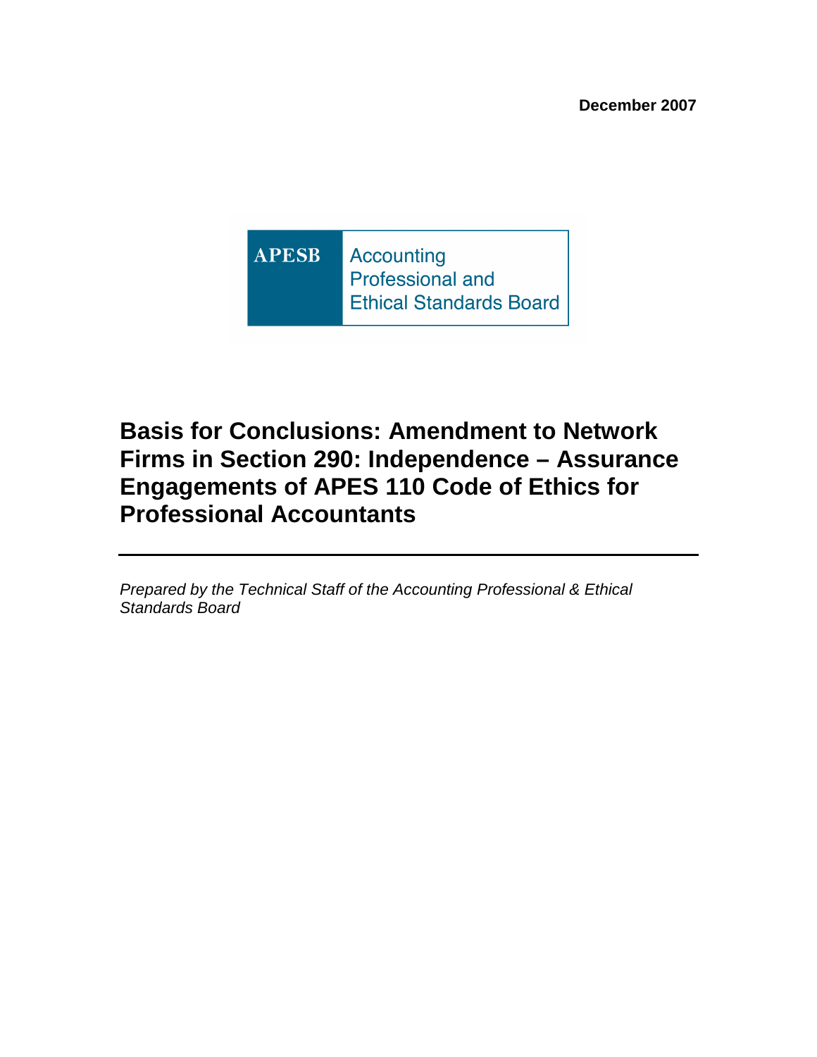December 2007

APESB Accounting Professional and Ethical Standards Board

# Basis for Conclusions: Amendment to Network Firms in Section 290: Independence – Assurance Engagements of APES 110 Code of Ethics for Professional Accountants

---

*Prepared by the Technical Staff of the Accounting Professional & Ethical Standards Board*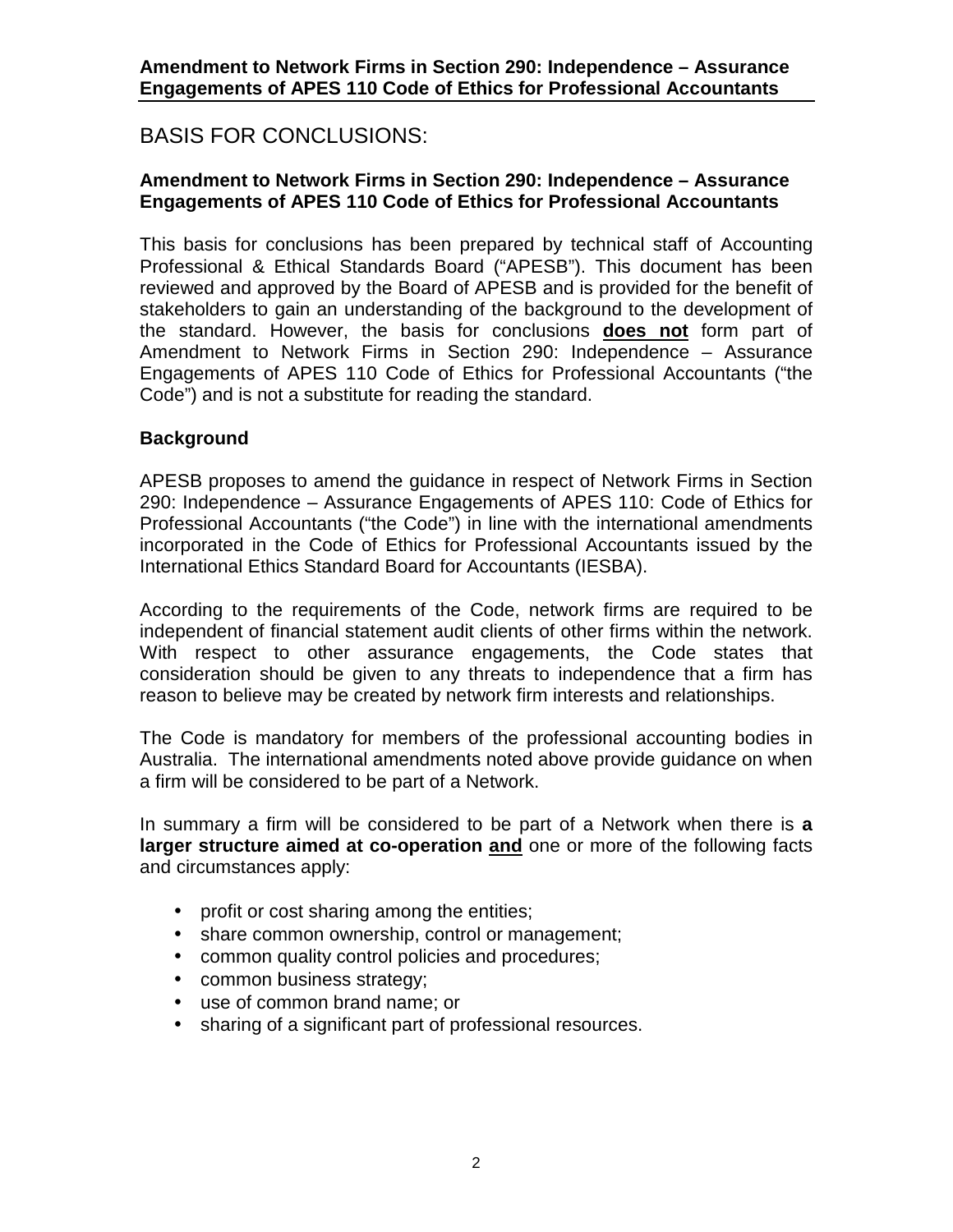# BASIS FOR CONCLUSIONS:

**Amendment to Network Firms in Section 290: Independence – Assurance Engagements of APES 110 Code of Ethics for Professional Accountants**

This basis for conclusions has been prepared by technical staff of Accounting Professional & Ethical Standards Board ("APESB"). This document has been reviewed and approved by the Board of APESB and is provided for the benefit of stakeholders to gain an understanding of the background to the development of the standard. However, the basis for conclusions **does not** form part of Amendment to Network Firms in Section 290: Independence – Assurance Engagements of APES 110 Code of Ethics for Professional Accountants ("the Code") and is not a substitute for reading the standard.

**Background**

APESB proposes to amend the guidance in respect of Network Firms in Section 290: Independence – Assurance Engagements of APES 110: Code of Ethics for Professional Accountants ("the Code") in line with the international amendments incorporated in the Code of Ethics for Professional Accountants issued by the International Ethics Standard Board for Accountants (IESBA).

According to the requirements of the Code, network firms are required to be independent of financial statement audit clients of other firms within the network. With respect to other assurance engagements, the Code states that consideration should be given to any threats to independence that a firm has reason to believe may be created by network firm interests and relationships.

The Code is mandatory for members of the professional accounting bodies in Australia. The international amendments noted above provide guidance on when a firm will be considered to be part of a Network.

In summary a firm will be considered to be part of a Network when there is **a larger structure aimed at co-operation and** one or more of the following facts and circumstances apply:

- profit or cost sharing among the entities;
- share common ownership, control or management;
- common quality control policies and procedures;
- common business strategy;
- use of common brand name; or
- sharing of a significant part of professional resources.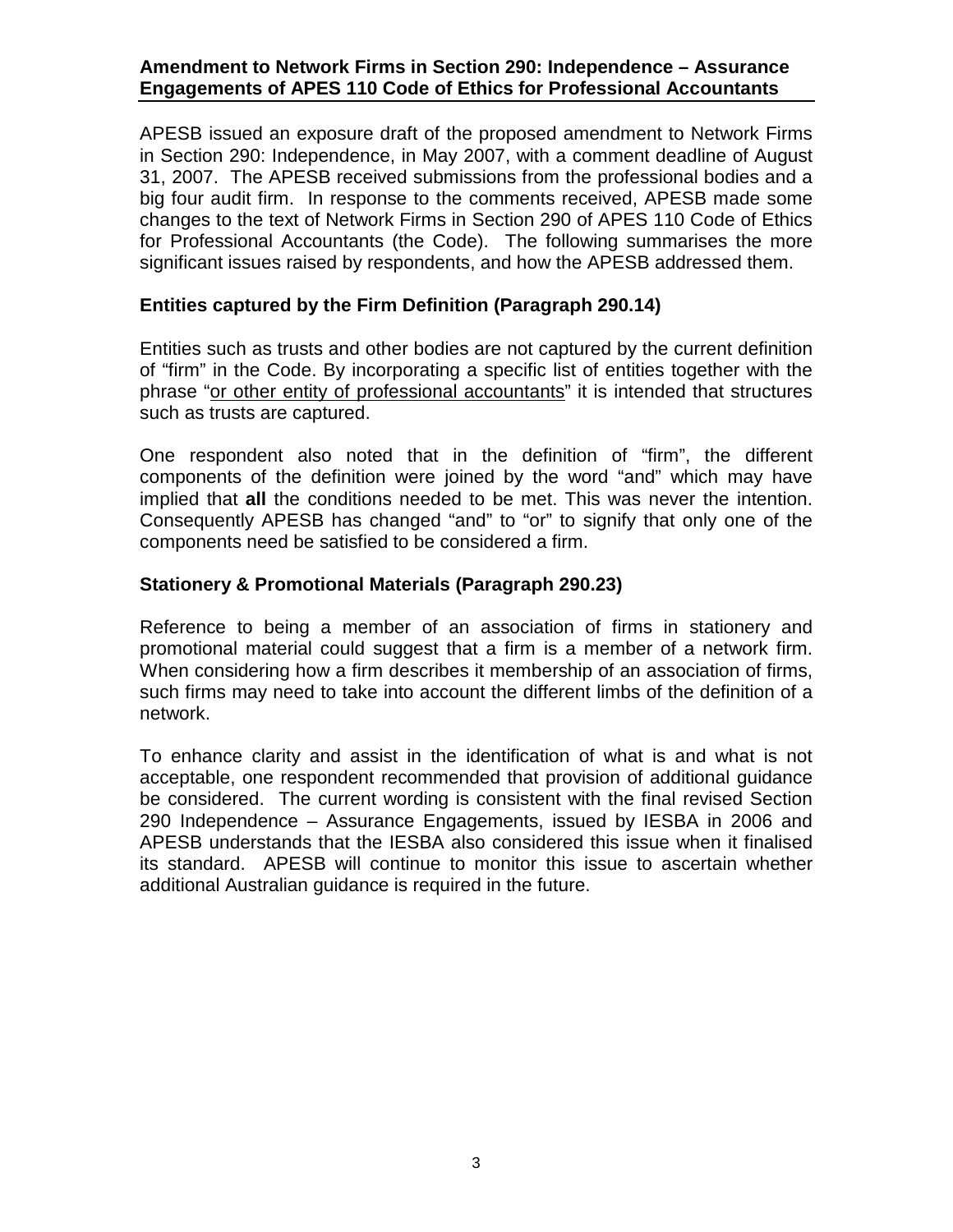## Amendment to Network Firms in Section 290: Independence – Assurance Engagements of APES 110 Code of Ethics for Professional Accountants

APESB issued an exposure draft of the proposed amendment to Network Firms in Section 290: Independence, in May 2007, with a comment deadline of August 31, 2007. The APESB received submissions from the professional bodies and a big four audit firm. In response to the comments received, APESB made some changes to the text of Network Firms in Section 290 of APES 110 Code of Ethics for Professional Accountants (the Code). The following summarises the more significant issues raised by respondents, and how the APESB addressed them.

### Entities captured by the Firm Definition (Paragraph 290.14)

Entities such as trusts and other bodies are not captured by the current definition of "firm" in the Code. By incorporating a specific list of entities together with the phrase "<u>or other entity of professional accountants</u>" it is intended that structures such as trusts are captured.

One respondent also noted that in the definition of "firm", the different components of the definition were joined by the word "and" which may have implied that **all** the conditions needed to be met. This was never the intention. Consequently APESB has changed "and" to "or" to signify that only one of the components need be satisfied to be considered a firm.

### Stationery & Promotional Materials (Paragraph 290.23)

Reference to being a member of an association of firms in stationery and promotional material could suggest that a firm is a member of a network firm. When considering how a firm describes it membership of an association of firms, such firms may need to take into account the different limbs of the definition of a network.

To enhance clarity and assist in the identification of what is and what is not acceptable, one respondent recommended that provision of additional guidance be considered. The current wording is consistent with the final revised Section 290 Independence – Assurance Engagements, issued by IESBA in 2006 and APESB understands that the IESBA also considered this issue when it finalised its standard. APESB will continue to monitor this issue to ascertain whether additional Australian guidance is required in the future.